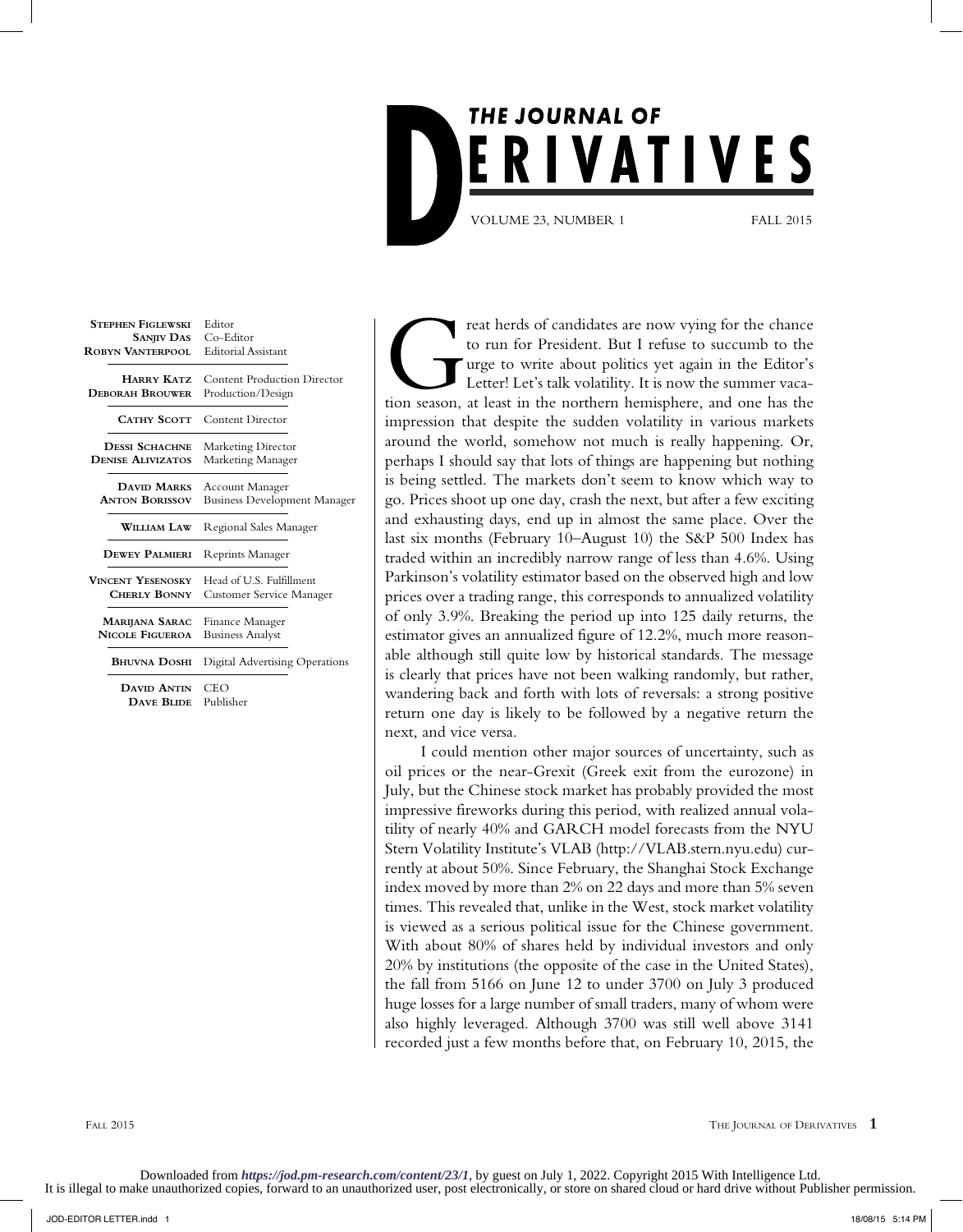# THE JOURNAL OF DERIVATIVES

VOLUME 23, NUMBER 1 FALL 2015

**STEPHEN FIGLEWSKI** Editor
**SANJIV DAS** Co-Editor
**ROBYN VANTERPOOL** Editorial Assistant

**HARRY KATZ** Content Production Director
**DEBORAH BROUWER** Production/Design

**CATHY SCOTT** Content Director

**DESSI SCHACHNE** Marketing Director
**DENISE ALIVIZATOS** Marketing Manager

**DAVID MARKS** Account Manager
**ANTON BORISSOV** Business Development Manager

**WILLIAM LAW** Regional Sales Manager

**DEWEY PALMIERI** Reprints Manager

**VINCENT YESENOSKY** Head of U.S. Fulfillment
**CHERLY BONNY** Customer Service Manager

**MARIJANA SARAC** Finance Manager
**NICOLE FIGUEROA** Business Analyst

**BHUVNA DOSHI** Digital Advertising Operations

**DAVID ANTIN** CEO
**DAVE BLIDE** Publisher

Great herds of candidates are now vying for the chance to run for President. But I refuse to succumb to the urge to write about politics yet again in the Editor's Letter! Let's talk volatility. It is now the summer vacation season, at least in the northern hemisphere, and one has the impression that despite the sudden volatility in various markets around the world, somehow not much is really happening. Or, perhaps I should say that lots of things are happening but nothing is being settled. The markets don't seem to know which way to go. Prices shoot up one day, crash the next, but after a few exciting and exhausting days, end up in almost the same place. Over the last six months (February 10–August 10) the S&P 500 Index has traded within an incredibly narrow range of less than 4.6%. Using Parkinson's volatility estimator based on the observed high and low prices over a trading range, this corresponds to annualized volatility of only 3.9%. Breaking the period up into 125 daily returns, the estimator gives an annualized figure of 12.2%, much more reasonable although still quite low by historical standards. The message is clearly that prices have not been walking randomly, but rather, wandering back and forth with lots of reversals: a strong positive return one day is likely to be followed by a negative return the next, and vice versa.

I could mention other major sources of uncertainty, such as oil prices or the near-Grexit (Greek exit from the eurozone) in July, but the Chinese stock market has probably provided the most impressive fireworks during this period, with realized annual volatility of nearly 40% and GARCH model forecasts from the NYU Stern Volatility Institute's VLAB (http://VLAB.stern.nyu.edu) currently at about 50%. Since February, the Shanghai Stock Exchange index moved by more than 2% on 22 days and more than 5% seven times. This revealed that, unlike in the West, stock market volatility is viewed as a serious political issue for the Chinese government. With about 80% of shares held by individual investors and only 20% by institutions (the opposite of the case in the United States), the fall from 5166 on June 12 to under 3700 on July 3 produced huge losses for a large number of small traders, many of whom were also highly leveraged. Although 3700 was still well above 3141 recorded just a few months before that, on February 10, 2015, the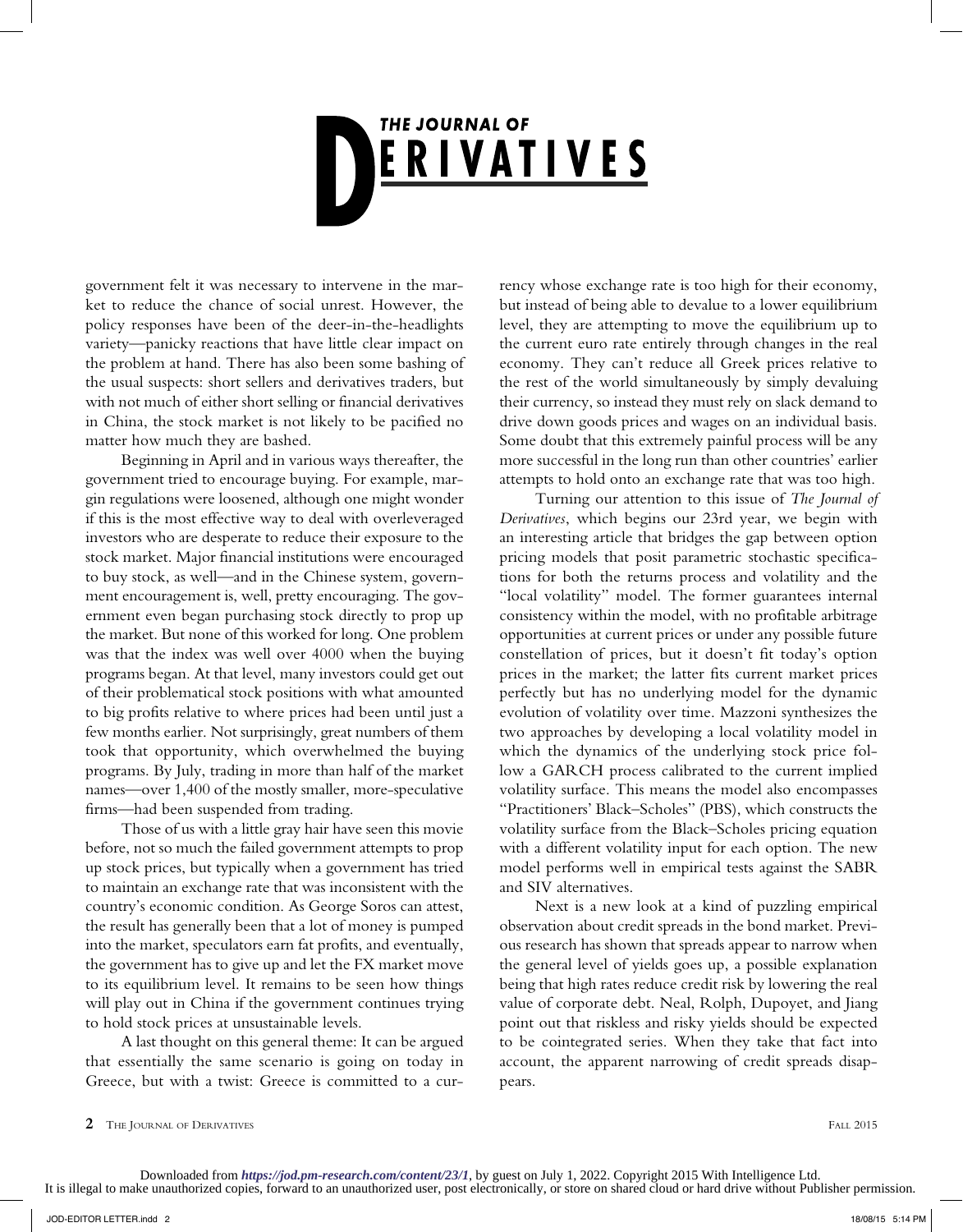government felt it was necessary to intervene in the market to reduce the chance of social unrest. However, the policy responses have been of the deer-in-the-headlights variety—panicky reactions that have little clear impact on the problem at hand. There has also been some bashing of the usual suspects: short sellers and derivatives traders, but with not much of either short selling or financial derivatives in China, the stock market is not likely to be pacified no matter how much they are bashed.

Beginning in April and in various ways thereafter, the government tried to encourage buying. For example, margin regulations were loosened, although one might wonder if this is the most effective way to deal with overleveraged investors who are desperate to reduce their exposure to the stock market. Major financial institutions were encouraged to buy stock, as well—and in the Chinese system, government encouragement is, well, pretty encouraging. The government even began purchasing stock directly to prop up the market. But none of this worked for long. One problem was that the index was well over 4000 when the buying programs began. At that level, many investors could get out of their problematical stock positions with what amounted to big profits relative to where prices had been until just a few months earlier. Not surprisingly, great numbers of them took that opportunity, which overwhelmed the buying programs. By July, trading in more than half of the market names—over 1,400 of the mostly smaller, more-speculative firms—had been suspended from trading.

Those of us with a little gray hair have seen this movie before, not so much the failed government attempts to prop up stock prices, but typically when a government has tried to maintain an exchange rate that was inconsistent with the country's economic condition. As George Soros can attest, the result has generally been that a lot of money is pumped into the market, speculators earn fat profits, and eventually, the government has to give up and let the FX market move to its equilibrium level. It remains to be seen how things will play out in China if the government continues trying to hold stock prices at unsustainable levels.

A last thought on this general theme: It can be argued that essentially the same scenario is going on today in Greece, but with a twist: Greece is committed to a currency whose exchange rate is too high for their economy, but instead of being able to devalue to a lower equilibrium level, they are attempting to move the equilibrium up to the current euro rate entirely through changes in the real economy. They can't reduce all Greek prices relative to the rest of the world simultaneously by simply devaluing their currency, so instead they must rely on slack demand to drive down goods prices and wages on an individual basis. Some doubt that this extremely painful process will be any more successful in the long run than other countries' earlier attempts to hold onto an exchange rate that was too high.

Turning our attention to this issue of *The Journal of Derivatives*, which begins our 23rd year, we begin with an interesting article that bridges the gap between option pricing models that posit parametric stochastic specifications for both the returns process and volatility and the "local volatility" model. The former guarantees internal consistency within the model, with no profitable arbitrage opportunities at current prices or under any possible future constellation of prices, but it doesn't fit today's option prices in the market; the latter fits current market prices perfectly but has no underlying model for the dynamic evolution of volatility over time. Mazzoni synthesizes the two approaches by developing a local volatility model in which the dynamics of the underlying stock price follow a GARCH process calibrated to the current implied volatility surface. This means the model also encompasses "Practitioners' Black–Scholes" (PBS), which constructs the volatility surface from the Black–Scholes pricing equation with a different volatility input for each option. The new model performs well in empirical tests against the SABR and SIV alternatives.

Next is a new look at a kind of puzzling empirical observation about credit spreads in the bond market. Previous research has shown that spreads appear to narrow when the general level of yields goes up, a possible explanation being that high rates reduce credit risk by lowering the real value of corporate debt. Neal, Rolph, Dupoyet, and Jiang point out that riskless and risky yields should be expected to be cointegrated series. When they take that fact into account, the apparent narrowing of credit spreads disappears.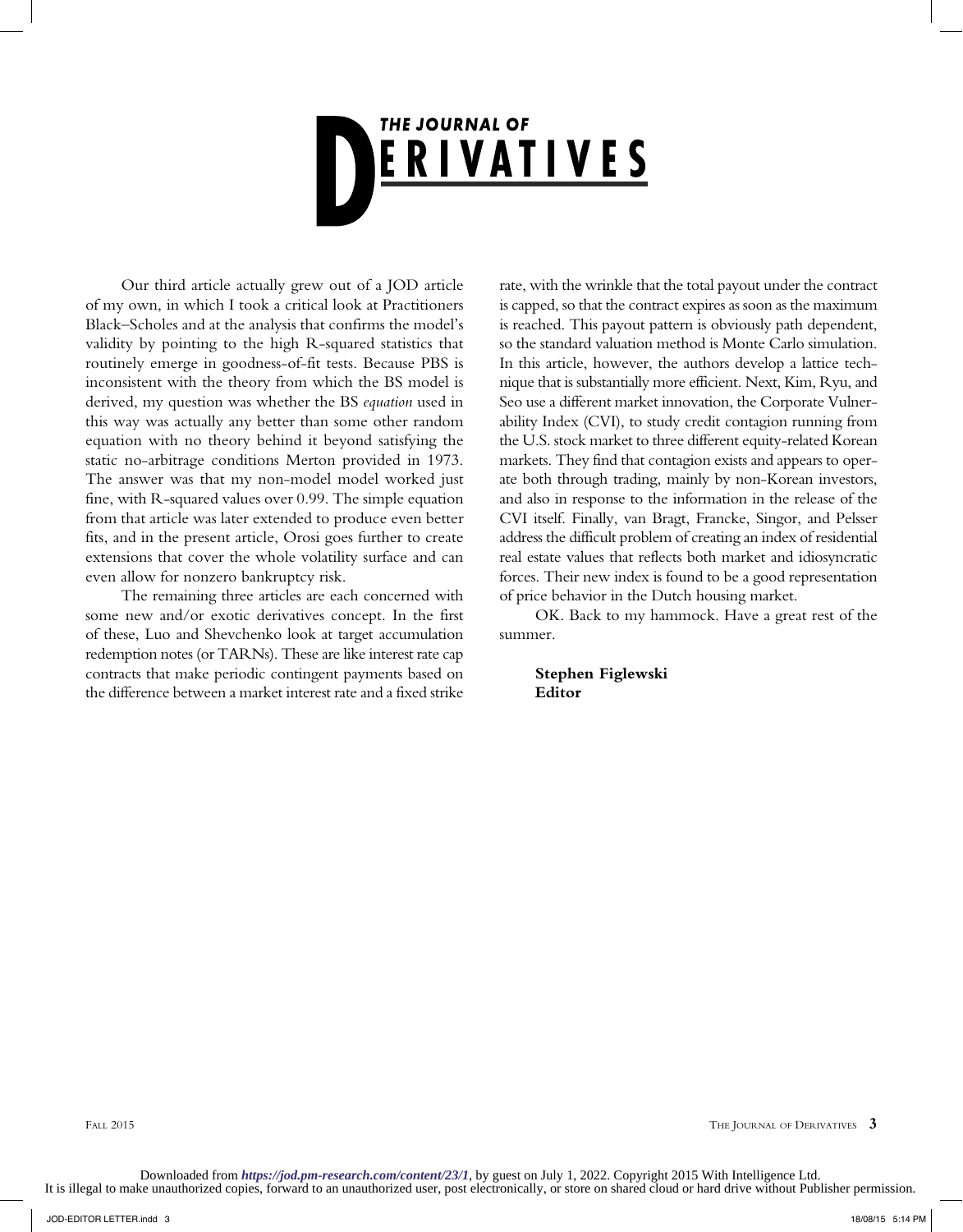Our third article actually grew out of a JOD article of my own, in which I took a critical look at Practitioners Black–Scholes and at the analysis that confirms the model's validity by pointing to the high R-squared statistics that routinely emerge in goodness-of-fit tests. Because PBS is inconsistent with the theory from which the BS model is derived, my question was whether the BS *equation* used in this way was actually any better than some other random equation with no theory behind it beyond satisfying the static no-arbitrage conditions Merton provided in 1973. The answer was that my non-model model worked just fine, with R-squared values over 0.99. The simple equation from that article was later extended to produce even better fits, and in the present article, Orosi goes further to create extensions that cover the whole volatility surface and can even allow for nonzero bankruptcy risk.

The remaining three articles are each concerned with some new and/or exotic derivatives concept. In the first of these, Luo and Shevchenko look at target accumulation redemption notes (or TARNs). These are like interest rate cap contracts that make periodic contingent payments based on the difference between a market interest rate and a fixed strike rate, with the wrinkle that the total payout under the contract is capped, so that the contract expires as soon as the maximum is reached. This payout pattern is obviously path dependent, so the standard valuation method is Monte Carlo simulation. In this article, however, the authors develop a lattice technique that is substantially more efficient. Next, Kim, Ryu, and Seo use a different market innovation, the Corporate Vulnerability Index (CVI), to study credit contagion running from the U.S. stock market to three different equity-related Korean markets. They find that contagion exists and appears to operate both through trading, mainly by non-Korean investors, and also in response to the information in the release of the CVI itself. Finally, van Bragt, Francke, Singor, and Pelsser address the difficult problem of creating an index of residential real estate values that reflects both market and idiosyncratic forces. Their new index is found to be a good representation of price behavior in the Dutch housing market.

OK. Back to my hammock. Have a great rest of the summer.

**Stephen Figlewski**
**Editor**